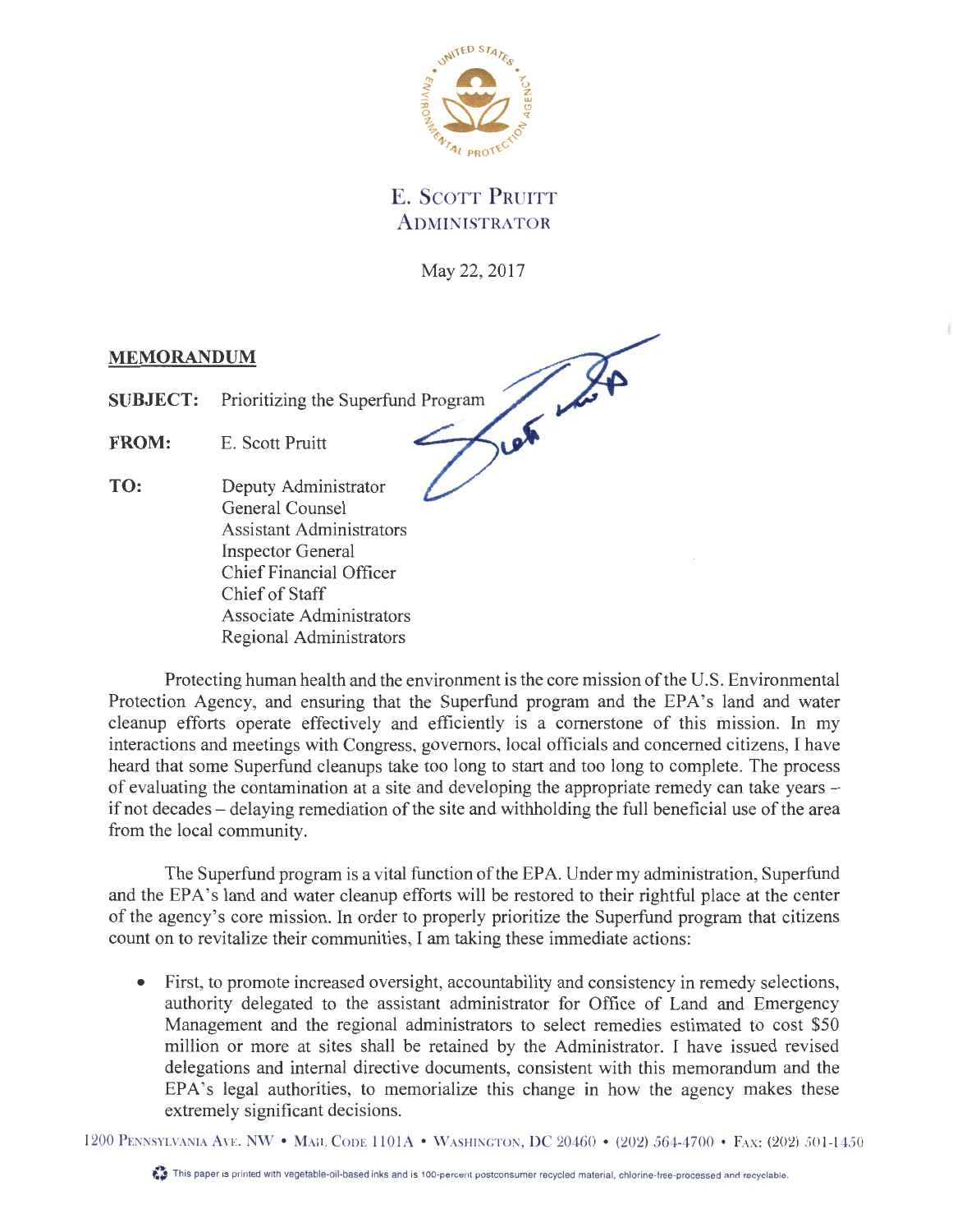E. Scott Pruitt
Administrator

May 22, 2017

**MEMORANDUM**

**SUBJECT:** Prioritizing the Superfund Program

**FROM:** E. Scott Pruitt

**TO:** Deputy Administrator
General Counsel
Assistant Administrators
Inspector General
Chief Financial Officer
Chief of Staff
Associate Administrators
Regional Administrators

Protecting human health and the environment is the core mission of the U.S. Environmental Protection Agency, and ensuring that the Superfund program and the EPA's land and water cleanup efforts operate effectively and efficiently is a cornerstone of this mission. In my interactions and meetings with Congress, governors, local officials and concerned citizens, I have heard that some Superfund cleanups take too long to start and too long to complete. The process of evaluating the contamination at a site and developing the appropriate remedy can take years – if not decades – delaying remediation of the site and withholding the full beneficial use of the area from the local community.

The Superfund program is a vital function of the EPA. Under my administration, Superfund and the EPA's land and water cleanup efforts will be restored to their rightful place at the center of the agency's core mission. In order to properly prioritize the Superfund program that citizens count on to revitalize their communities, I am taking these immediate actions:

- First, to promote increased oversight, accountability and consistency in remedy selections, authority delegated to the assistant administrator for Office of Land and Emergency Management and the regional administrators to select remedies estimated to cost $50 million or more at sites shall be retained by the Administrator. I have issued revised delegations and internal directive documents, consistent with this memorandum and the EPA's legal authorities, to memorialize this change in how the agency makes these extremely significant decisions.

1200 Pennsylvania Ave. NW • Mail Code 1101A • Washington, DC 20460 • (202) 564-4700 • Fax: (202) 501-1450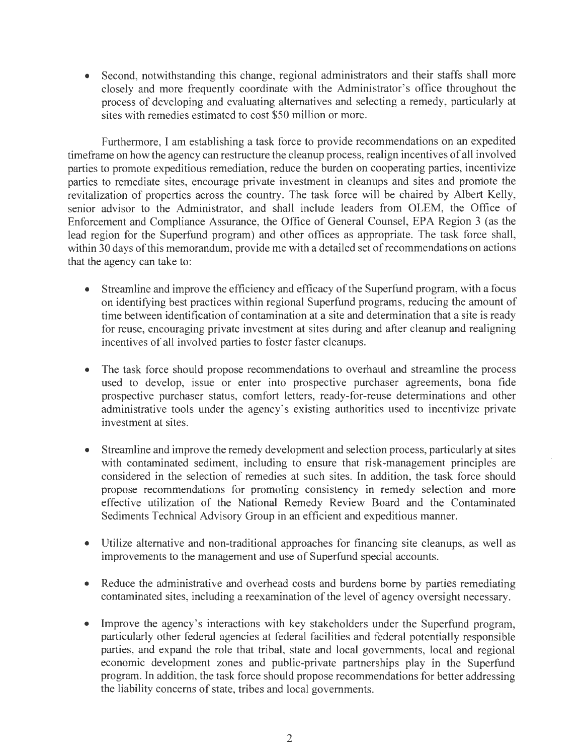- Second, notwithstanding this change, regional administrators and their staffs shall more closely and more frequently coordinate with the Administrator's office throughout the process of developing and evaluating alternatives and selecting a remedy, particularly at sites with remedies estimated to cost $50 million or more.

Furthermore, I am establishing a task force to provide recommendations on an expedited timeframe on how the agency can restructure the cleanup process, realign incentives of all involved parties to promote expeditious remediation, reduce the burden on cooperating parties, incentivize parties to remediate sites, encourage private investment in cleanups and sites and promote the revitalization of properties across the country. The task force will be chaired by Albert Kelly, senior advisor to the Administrator, and shall include leaders from OLEM, the Office of Enforcement and Compliance Assurance, the Office of General Counsel, EPA Region 3 (as the lead region for the Superfund program) and other offices as appropriate. The task force shall, within 30 days of this memorandum, provide me with a detailed set of recommendations on actions that the agency can take to:

- Streamline and improve the efficiency and efficacy of the Superfund program, with a focus on identifying best practices within regional Superfund programs, reducing the amount of time between identification of contamination at a site and determination that a site is ready for reuse, encouraging private investment at sites during and after cleanup and realigning incentives of all involved parties to foster faster cleanups.

- The task force should propose recommendations to overhaul and streamline the process used to develop, issue or enter into prospective purchaser agreements, bona fide prospective purchaser status, comfort letters, ready-for-reuse determinations and other administrative tools under the agency's existing authorities used to incentivize private investment at sites.

- Streamline and improve the remedy development and selection process, particularly at sites with contaminated sediment, including to ensure that risk-management principles are considered in the selection of remedies at such sites. In addition, the task force should propose recommendations for promoting consistency in remedy selection and more effective utilization of the National Remedy Review Board and the Contaminated Sediments Technical Advisory Group in an efficient and expeditious manner.

- Utilize alternative and non-traditional approaches for financing site cleanups, as well as improvements to the management and use of Superfund special accounts.

- Reduce the administrative and overhead costs and burdens borne by parties remediating contaminated sites, including a reexamination of the level of agency oversight necessary.

- Improve the agency's interactions with key stakeholders under the Superfund program, particularly other federal agencies at federal facilities and federal potentially responsible parties, and expand the role that tribal, state and local governments, local and regional economic development zones and public-private partnerships play in the Superfund program. In addition, the task force should propose recommendations for better addressing the liability concerns of state, tribes and local governments.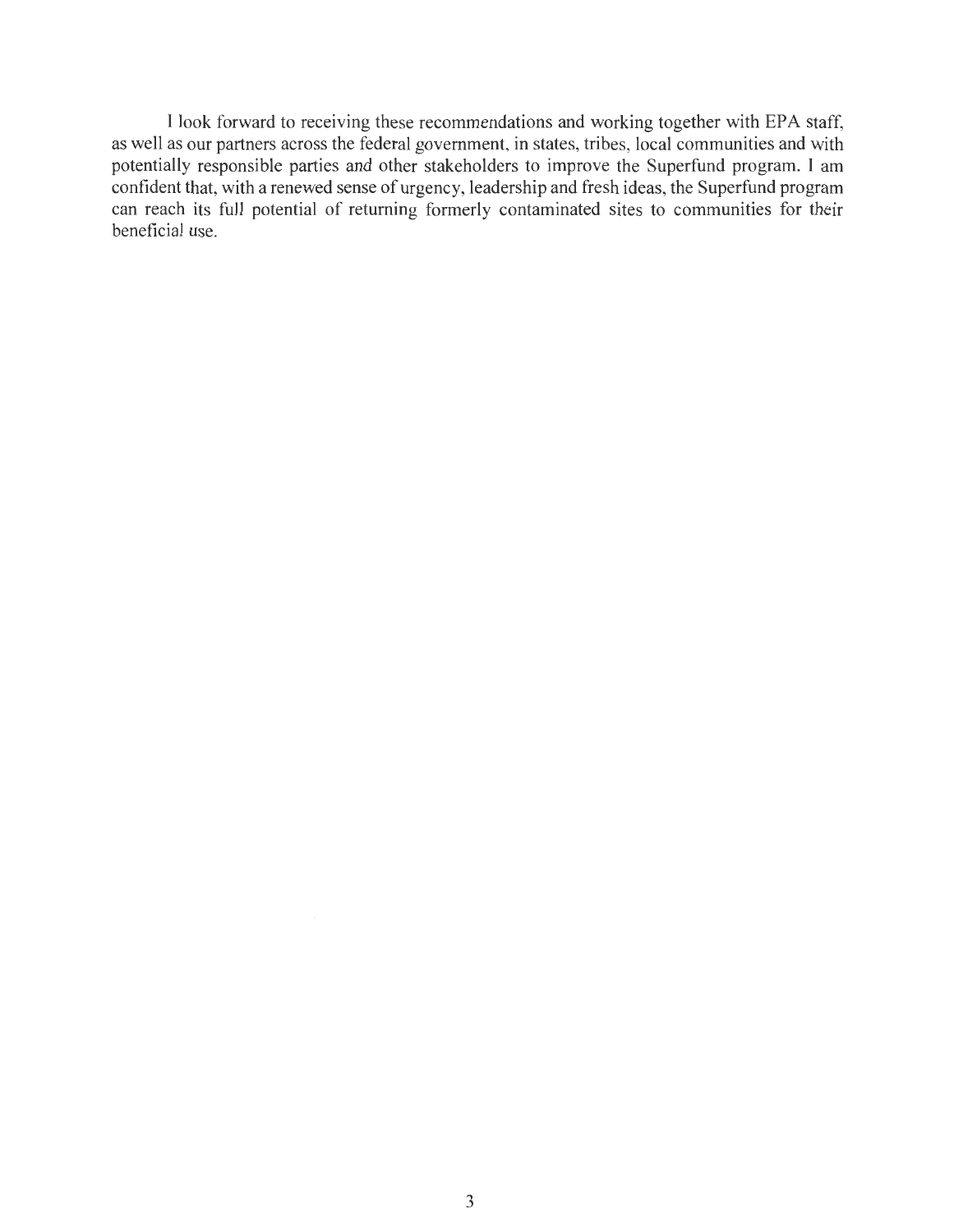I look forward to receiving these recommendations and working together with EPA staff, as well as our partners across the federal government, in states, tribes, local communities and with potentially responsible parties and other stakeholders to improve the Superfund program. I am confident that, with a renewed sense of urgency, leadership and fresh ideas, the Superfund program can reach its full potential of returning formerly contaminated sites to communities for their beneficial use.